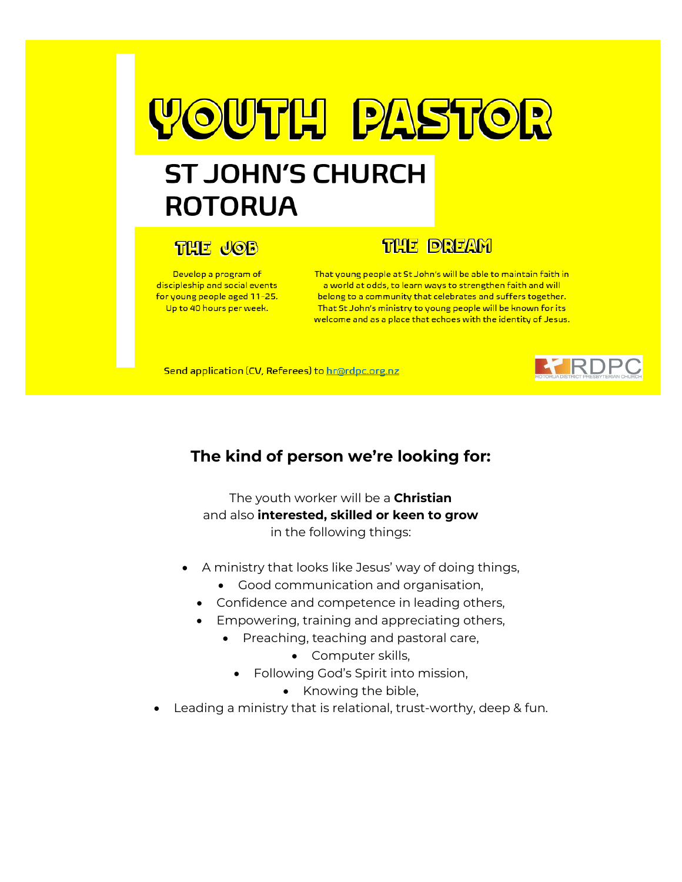# YOUTH PASTOR

## ST JOHN'S CHURCH ROTORUA

### THE JOB

Develop a program of discipleship and social events for young people aged 11-25. Up to 40 hours per week.

### THE DREAM

That young people at St John's will be able to maintain faith in a world at odds, to learn ways to strengthen faith and will belong to a community that celebrates and suffers together. That St John's ministry to young people will be known for its welcome and as a place that echoes with the identity of Jesus.

Send application (CV, Referees) to hr@rdpc.org.nz

RDPC
ROTORUA DISTRICT PRESBYTERIAN CHURCH

## The kind of person we're looking for:

The youth worker will be a **Christian** and also **interested, skilled or keen to grow** in the following things:

- A ministry that looks like Jesus' way of doing things,
- Good communication and organisation,
- Confidence and competence in leading others,
- Empowering, training and appreciating others,
- Preaching, teaching and pastoral care,
- Computer skills,
- Following God's Spirit into mission,
- Knowing the bible,
- Leading a ministry that is relational, trust-worthy, deep & fun.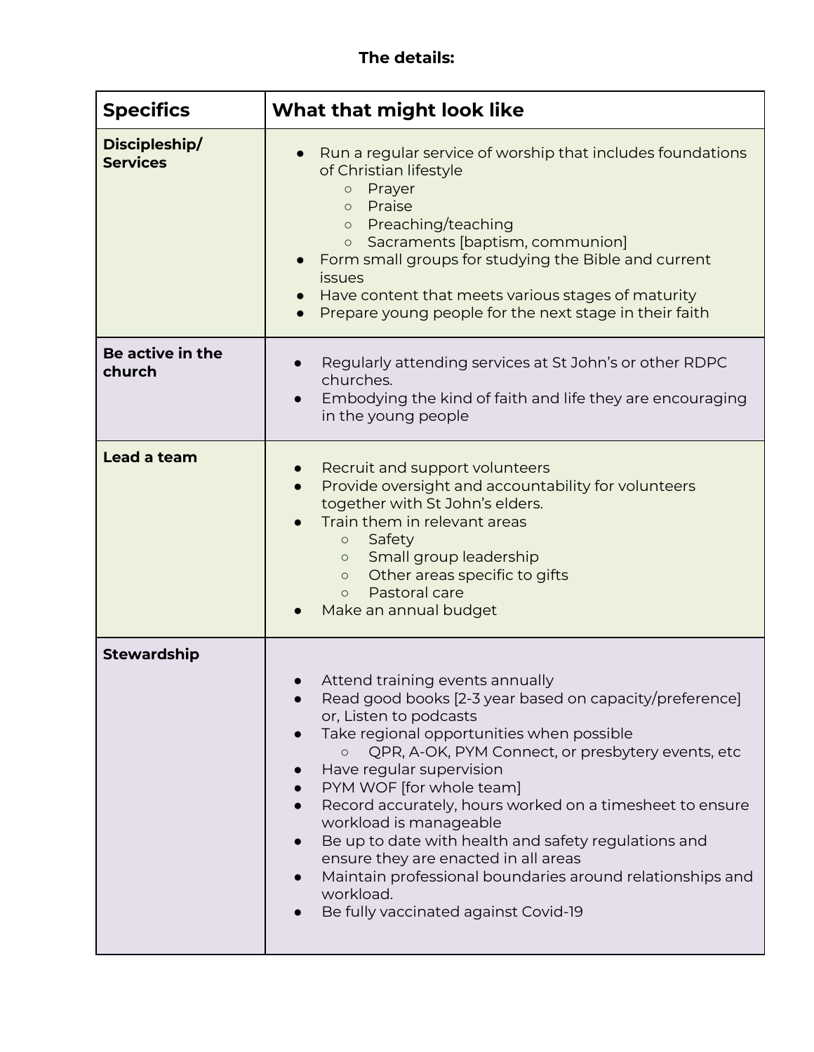**The details:**

| Specifics | What that might look like |
| --- | --- |
| **Discipleship/ Services** | • Run a regular service of worship that includes foundations of Christian lifestyle<br>  ○ Prayer<br>  ○ Praise<br>  ○ Preaching/teaching<br>  ○ Sacraments [baptism, communion]<br>• Form small groups for studying the Bible and current issues<br>• Have content that meets various stages of maturity<br>• Prepare young people for the next stage in their faith |
| **Be active in the church** | • Regularly attending services at St John's or other RDPC churches.<br>• Embodying the kind of faith and life they are encouraging in the young people |
| **Lead a team** | • Recruit and support volunteers<br>• Provide oversight and accountability for volunteers together with St John's elders.<br>• Train them in relevant areas<br>  ○ Safety<br>  ○ Small group leadership<br>  ○ Other areas specific to gifts<br>  ○ Pastoral care<br>• Make an annual budget |
| **Stewardship** | • Attend training events annually<br>• Read good books [2-3 year based on capacity/preference] or, Listen to podcasts<br>• Take regional opportunities when possible<br>  ○ QPR, A-OK, PYM Connect, or presbytery events, etc<br>• Have regular supervision<br>• PYM WOF [for whole team]<br>• Record accurately, hours worked on a timesheet to ensure workload is manageable<br>• Be up to date with health and safety regulations and ensure they are enacted in all areas<br>• Maintain professional boundaries around relationships and workload.<br>• Be fully vaccinated against Covid-19 |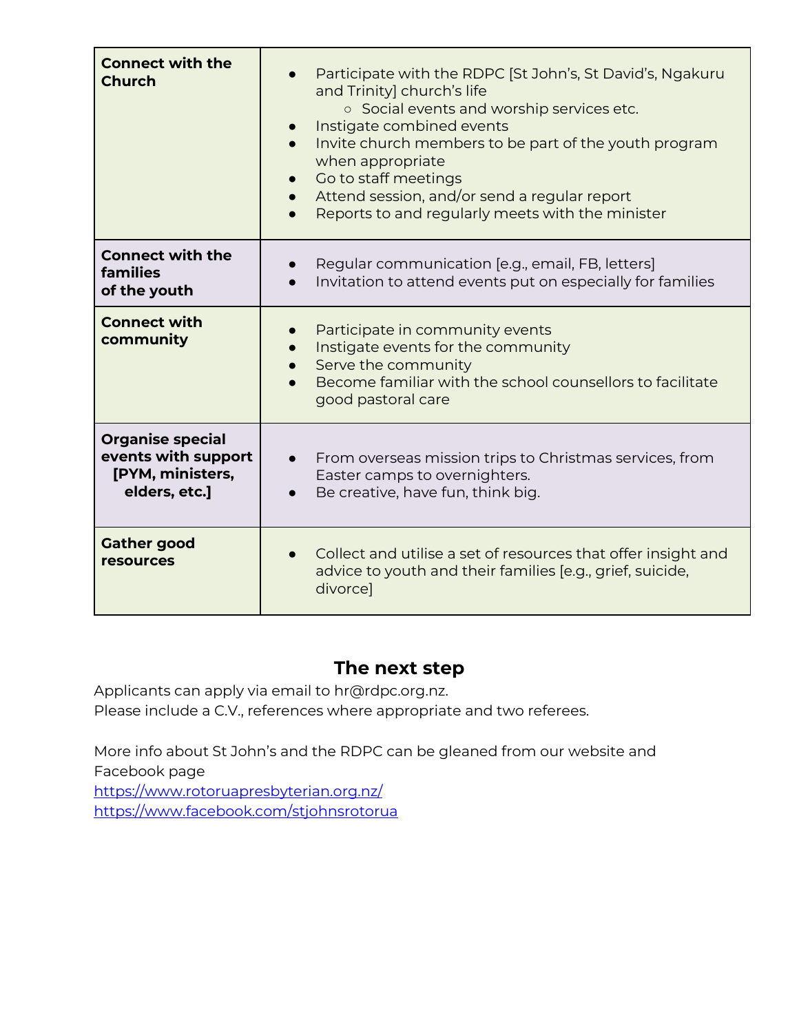| | |
|---|---|
| **Connect with the Church** | <ul><li>Participate with the RDPC [St John's, St David's, Ngakuru and Trinity] church's life<ul><li>Social events and worship services etc.</li></ul></li><li>Instigate combined events</li><li>Invite church members to be part of the youth program when appropriate</li><li>Go to staff meetings</li><li>Attend session, and/or send a regular report</li><li>Reports to and regularly meets with the minister</li></ul> |
| **Connect with the families of the youth** | <ul><li>Regular communication [e.g., email, FB, letters]</li><li>Invitation to attend events put on especially for families</li></ul> |
| **Connect with community** | <ul><li>Participate in community events</li><li>Instigate events for the community</li><li>Serve the community</li><li>Become familiar with the school counsellors to facilitate good pastoral care</li></ul> |
| **Organise special events with support [PYM, ministers, elders, etc.]** | <ul><li>From overseas mission trips to Christmas services, from Easter camps to overnighters.</li><li>Be creative, have fun, think big.</li></ul> |
| **Gather good resources** | <ul><li>Collect and utilise a set of resources that offer insight and advice to youth and their families [e.g., grief, suicide, divorce]</li></ul> |

## The next step

Applicants can apply via email to hr@rdpc.org.nz.
Please include a C.V., references where appropriate and two referees.

More info about St John's and the RDPC can be gleaned from our website and Facebook page
https://www.rotoruapresbyterian.org.nz/
https://www.facebook.com/stjohnsrotorua